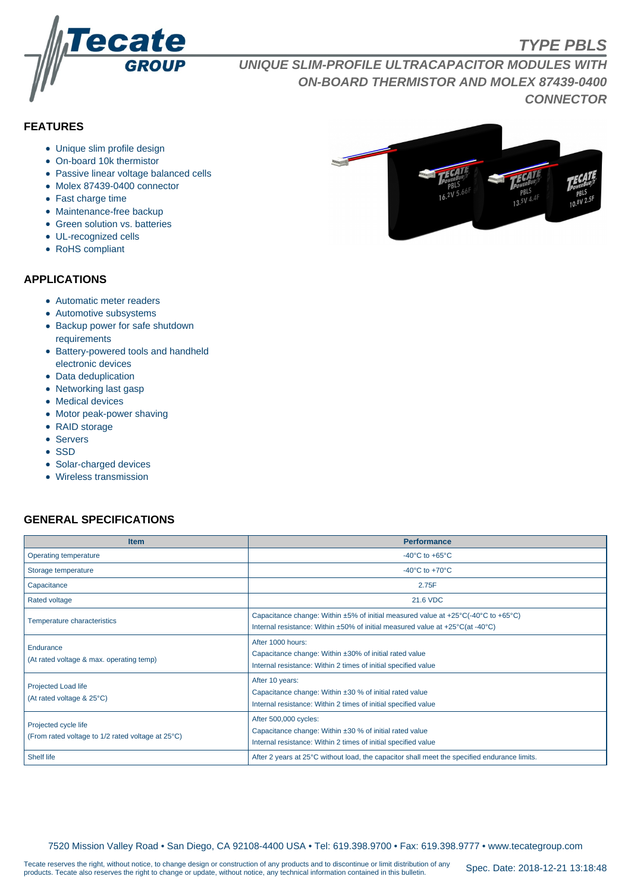# TYPE PBLS

## UNIQUE SLIM-PROFILE ULTRACAPACITOR MODULES WITH ON-BOARD THERMISTOR AND MOLEX 87439-0400 CONNECTOR

### FEATURES

- Unique slim profile design
- On-board 10k thermistor
- Passive linear voltage balanced cells
- Molex 87439-0400 connector
- Fast charge time
- Maintenance-free backup
- Green solution vs. batteries
- UL-recognized cells
- RoHS compliant

### APPLICATIONS

- Automatic meter readers
- Automotive subsystems
- Backup power for safe shutdown requirements
- Battery-powered tools and handheld electronic devices
- Data deduplication
- Networking last gasp
- Medical devices
- Motor peak-power shaving
- RAID storage
- Servers
- SSD
- Solar-charged devices
- Wireless transmission

### GENERAL SPECIFICATIONS

| Item | Performance |
| --- | --- |
| Operating temperature | -40°C to +65°C |
| Storage temperature | -40°C to +70°C |
| Capacitance | 2.75F |
| Rated voltage | 21.6 VDC |
| Temperature characteristics | Capacitance change: Within ±5% of initial measured value at +25°C(-40°C to +65°C)<br>Internal resistance: Within ±50% of initial measured value at +25°C(at -40°C) |
| Endurance<br>(At rated voltage & max. operating temp) | After 1000 hours:<br>Capacitance change: Within ±30% of initial rated value<br>Internal resistance: Within 2 times of initial specified value |
| Projected Load life<br>(At rated voltage & 25°C) | After 10 years:<br>Capacitance change: Within ±30 % of initial rated value<br>Internal resistance: Within 2 times of initial specified value |
| Projected cycle life<br>(From rated voltage to 1/2 rated voltage at 25°C) | After 500,000 cycles:<br>Capacitance change: Within ±30 % of initial rated value<br>Internal resistance: Within 2 times of initial specified value |
| Shelf life | After 2 years at 25°C without load, the capacitor shall meet the specified endurance limits. |

7520 Mission Valley Road • San Diego, CA 92108-4400 USA • Tel: 619.398.9700 • Fax: 619.398.9777 • www.tecategroup.com

Tecate reserves the right, without notice, to change design or construction of any products and to discontinue or limit distribution of any products. Tecate also reserves the right to change or update, without notice, any technical information contained in this bulletin.

Spec. Date: 2018-12-21 13:18:48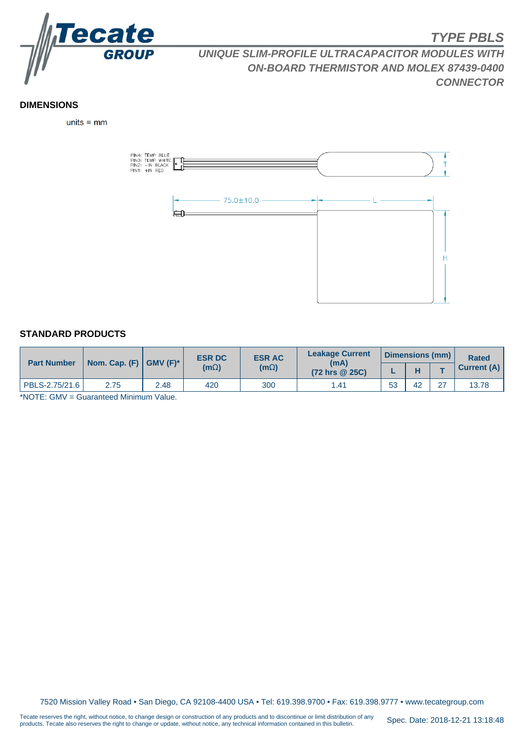# TYPE PBLS

## UNIQUE SLIM-PROFILE ULTRACAPACITOR MODULES WITH ON-BOARD THERMISTOR AND MOLEX 87439-0400 CONNECTOR

### DIMENSIONS

units = mm

PIN4: TEMP BLUE
PIN3: TEMP WHITE
PIN2: −IN BLACK
PIN1: +IN RED

75.0±10.0

L

T

H

### STANDARD PRODUCTS

| Part Number | Nom. Cap. (F) | GMV (F)* | ESR DC (mΩ) | ESR AC (mΩ) | Leakage Current (mA) (72 hrs @ 25C) | Dimensions (mm) | | | Rated Current (A) |
|---|---|---|---|---|---|---|---|---|---|
| | | | | | | L | H | T | |
| PBLS-2.75/21.6 | 2.75 | 2.48 | 420 | 300 | 1.41 | 53 | 42 | 27 | 13.78 |

*NOTE: GMV = Guaranteed Minimum Value.

7520 Mission Valley Road • San Diego, CA 92108-4400 USA • Tel: 619.398.9700 • Fax: 619.398.9777 • www.tecategroup.com

Tecate reserves the right, without notice, to change design or construction of any products and to discontinue or limit distribution of any products. Tecate also reserves the right to change or update, without notice, any technical information contained in this bulletin.

Spec. Date: 2018-12-21 13:18:48